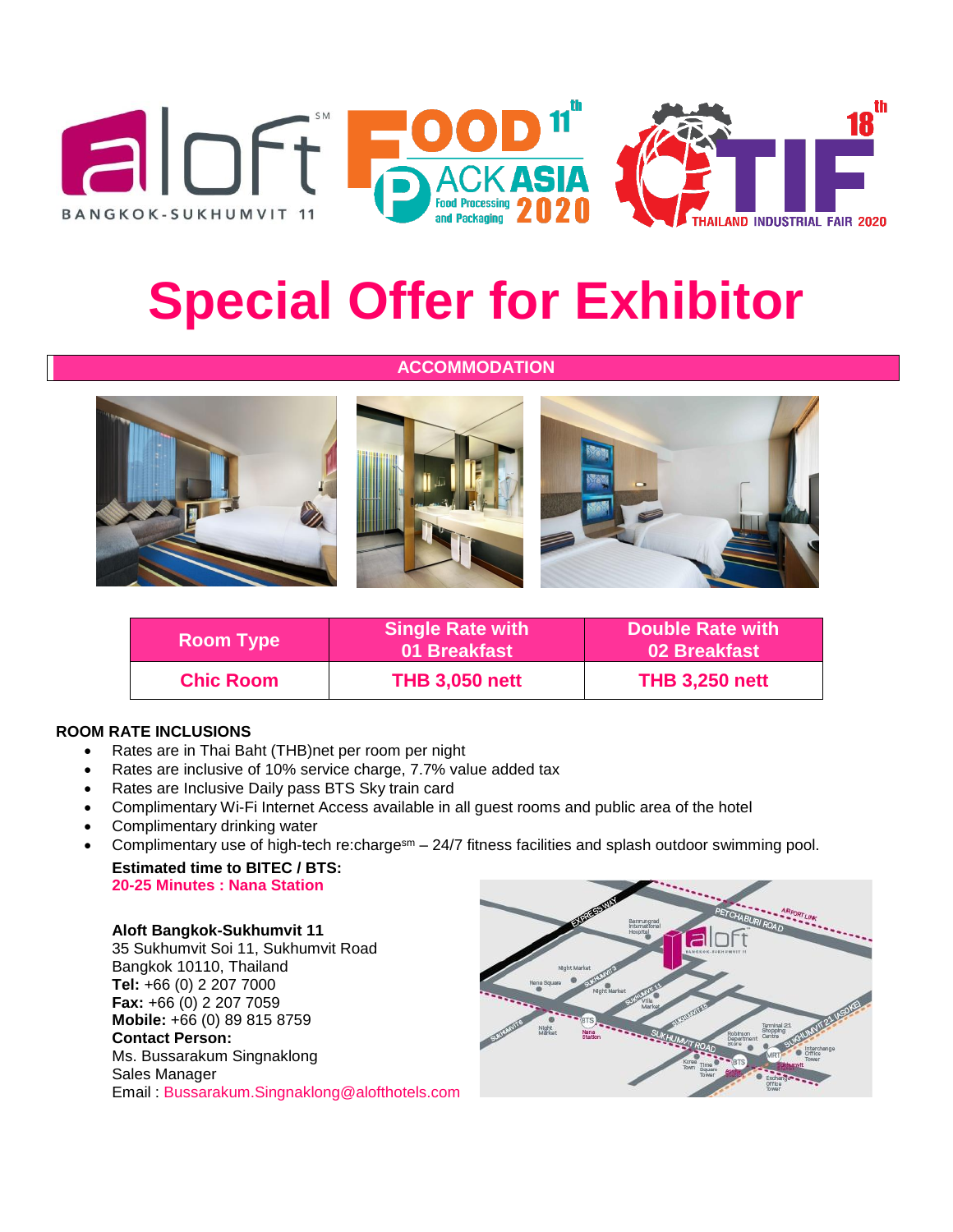# Special Offer for Exhibitor

## ACCOMMODATION

| Room Type | Single Rate with 01 Breakfast | Double Rate with 02 Breakfast |
|---|---|---|
| Chic Room | THB 3,050 nett | THB 3,250 nett |

**ROOM RATE INCLUSIONS**

- Rates are in Thai Baht (THB)net per room per night
- Rates are inclusive of 10% service charge, 7.7% value added tax
- Rates are Inclusive Daily pass BTS Sky train card
- Complimentary Wi-Fi Internet Access available in all guest rooms and public area of the hotel
- Complimentary drinking water
- Complimentary use of high-tech re:charge[sm] – 24/7 fitness facilities and splash outdoor swimming pool.

**Estimated time to BITEC / BTS:**
**20-25 Minutes : Nana Station**

**Aloft Bangkok-Sukhumvit 11**
35 Sukhumvit Soi 11, Sukhumvit Road
Bangkok 10110, Thailand
**Tel:** +66 (0) 2 207 7000
**Fax:** +66 (0) 2 207 7059
**Mobile:** +66 (0) 89 815 8759
**Contact Person:**
Ms. Bussarakum Singnaklong
Sales Manager
Email : Bussarakum.Singnaklong@alofthotels.com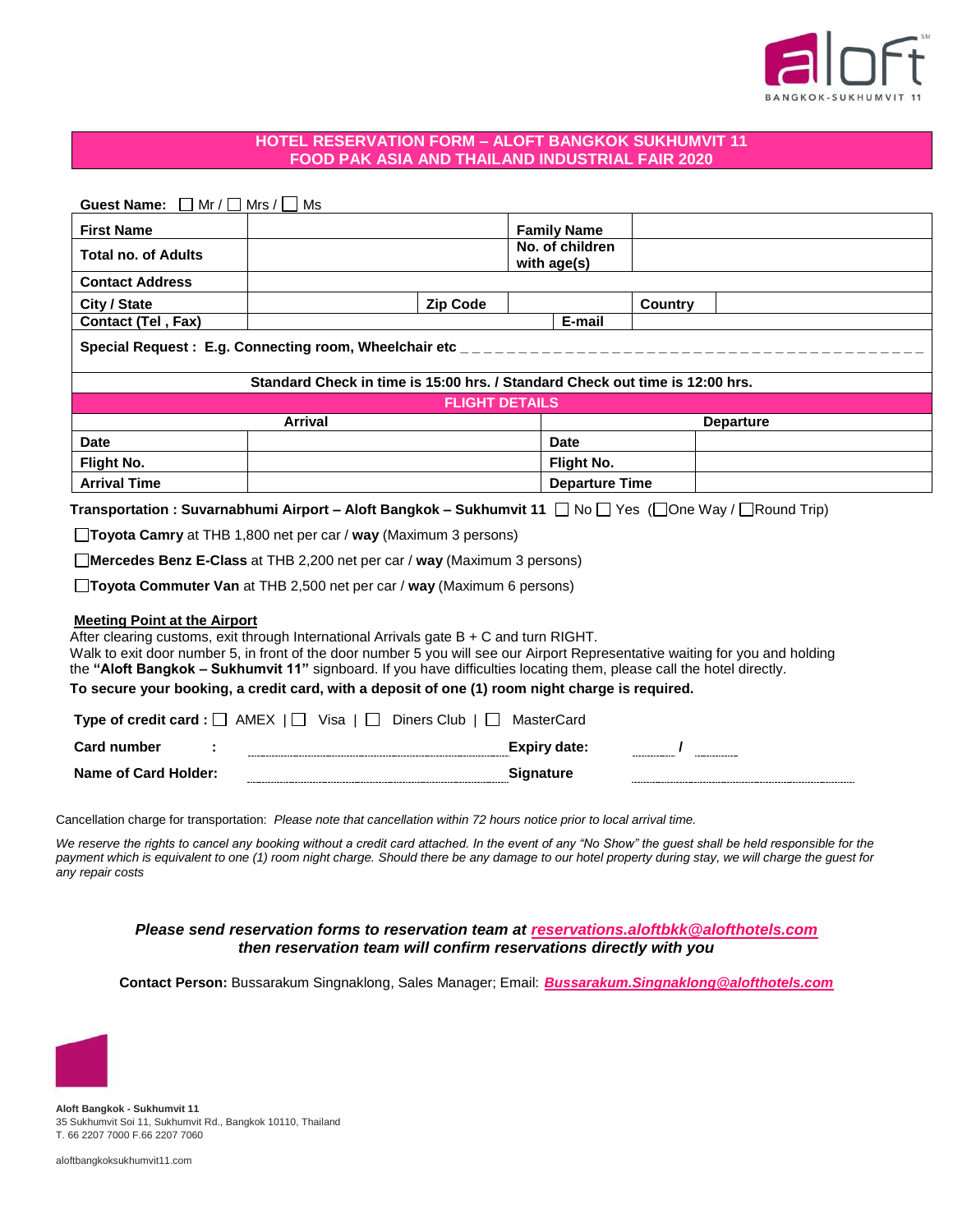## HOTEL RESERVATION FORM – ALOFT BANGKOK SUKHUMVIT 11
## FOOD PAK ASIA AND THAILAND INDUSTRIAL FAIR 2020

**Guest Name:** ☐ Mr / ☐ Mrs / ☐ Ms

| | | | | | |
|---|---|---|---|---|---|
| **First Name** | | | **Family Name** | | |
| **Total no. of Adults** | | | **No. of children with age(s)** | | |
| **Contact Address** | | | | | |
| **City / State** | | **Zip Code** | | **Country** | |
| **Contact (Tel , Fax)** | | | **E-mail** | | |

**Special Request : E.g. Connecting room, Wheelchair etc** _ _ _ _ _ _ _ _ _ _ _ _ _ _ _ _ _ _ _ _ _ _ _ _ _ _ _ _ _ _ _ _ _ _ _ _ _ _ _ _

**Standard Check in time is 15:00 hrs. / Standard Check out time is 12:00 hrs.**

**FLIGHT DETAILS**

| **Arrival** | | **Departure** | |
|---|---|---|---|
| **Date** | | **Date** | |
| **Flight No.** | | **Flight No.** | |
| **Arrival Time** | | **Departure Time** | |

**Transportation : Suvarnabhumi Airport – Aloft Bangkok – Sukhumvit 11** ☐ No ☐ Yes (☐One Way / ☐Round Trip)

☐**Toyota Camry** at THB 1,800 net per car / **way** (Maximum 3 persons)

☐**Mercedes Benz E-Class** at THB 2,200 net per car / **way** (Maximum 3 persons)

☐**Toyota Commuter Van** at THB 2,500 net per car / **way** (Maximum 6 persons)

**Meeting Point at the Airport**

After clearing customs, exit through International Arrivals gate B + C and turn RIGHT.
Walk to exit door number 5, in front of the door number 5 you will see our Airport Representative waiting for you and holding the **"Aloft Bangkok – Sukhumvit 11"** signboard. If you have difficulties locating them, please call the hotel directly.

**To secure your booking, a credit card, with a deposit of one (1) room night charge is required.**

**Type of credit card :** ☐ AMEX | ☐ Visa | ☐ Diners Club | ☐ MasterCard

**Card number :** ______________________ **Expiry date:** ______ / ______

**Name of Card Holder:** ______________________ **Signature** ______________________

Cancellation charge for transportation: *Please note that cancellation within 72 hours notice prior to local arrival time.*

*We reserve the rights to cancel any booking without a credit card attached. In the event of any "No Show" the guest shall be held responsible for the payment which is equivalent to one (1) room night charge. Should there be any damage to our hotel property during stay, we will charge the guest for any repair costs*

***Please send reservation forms to reservation team at reservations.aloftbkk@alofthotels.com then reservation team will confirm reservations directly with you***

**Contact Person:** Bussarakum Singnaklong, Sales Manager; Email: ***Bussarakum.Singnaklong@alofthotels.com***

**Aloft Bangkok - Sukhumvit 11**
35 Sukhumvit Soi 11, Sukhumvit Rd., Bangkok 10110, Thailand
T. 66 2207 7000 F.66 2207 7060

aloftbangkoksukhumvit11.com